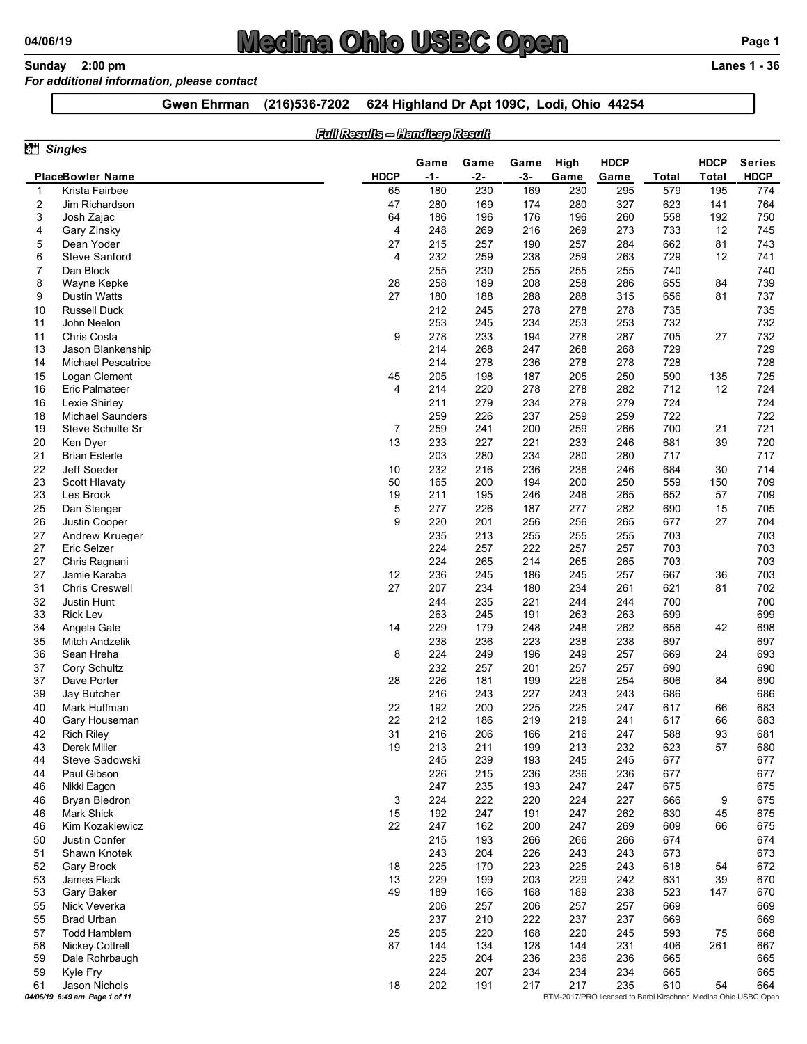# Medina Ohio USBC Open

04/06/19

**Sunday 2:00 pm** **Lanes 1 - 36**

*For additional information, please contact*

**Gwen Ehrman (216)536-7202 624 Highland Dr Apt 109C, Lodi, Ohio 44254**

***Full Results -- Handicap Result***

***Singles***

| Place | Bowler Name | HDCP | Game -1- | Game -2- | Game -3- | High Game | HDCP Game | Total | HDCP Total | Series HDCP |
|---|---|---|---|---|---|---|---|---|---|---|
| 1 | Krista Fairbee | 65 | 180 | 230 | 169 | 230 | 295 | 579 | 195 | 774 |
| 2 | Jim Richardson | 47 | 280 | 169 | 174 | 280 | 327 | 623 | 141 | 764 |
| 3 | Josh Zajac | 64 | 186 | 196 | 176 | 196 | 260 | 558 | 192 | 750 |
| 4 | Gary Zinsky | 4 | 248 | 269 | 216 | 269 | 273 | 733 | 12 | 745 |
| 5 | Dean Yoder | 27 | 215 | 257 | 190 | 257 | 284 | 662 | 81 | 743 |
| 6 | Steve Sanford | 4 | 232 | 259 | 238 | 259 | 263 | 729 | 12 | 741 |
| 7 | Dan Block | | 255 | 230 | 255 | 255 | 255 | 740 | | 740 |
| 8 | Wayne Kepke | 28 | 258 | 189 | 208 | 258 | 286 | 655 | 84 | 739 |
| 9 | Dustin Watts | 27 | 180 | 188 | 288 | 288 | 315 | 656 | 81 | 737 |
| 10 | Russell Duck | | 212 | 245 | 278 | 278 | 278 | 735 | | 735 |
| 11 | John Neelon | | 253 | 245 | 234 | 253 | 253 | 732 | | 732 |
| 11 | Chris Costa | 9 | 278 | 233 | 194 | 278 | 287 | 705 | 27 | 732 |
| 13 | Jason Blankenship | | 214 | 268 | 247 | 268 | 268 | 729 | | 729 |
| 14 | Michael Pescatrice | | 214 | 278 | 236 | 278 | 278 | 728 | | 728 |
| 15 | Logan Clement | 45 | 205 | 198 | 187 | 205 | 250 | 590 | 135 | 725 |
| 16 | Eric Palmateer | 4 | 214 | 220 | 278 | 278 | 282 | 712 | 12 | 724 |
| 16 | Lexie Shirley | | 211 | 279 | 234 | 279 | 279 | 724 | | 724 |
| 18 | Michael Saunders | | 259 | 226 | 237 | 259 | 259 | 722 | | 722 |
| 19 | Steve Schulte Sr | 7 | 259 | 241 | 200 | 259 | 266 | 700 | 21 | 721 |
| 20 | Ken Dyer | 13 | 233 | 227 | 221 | 233 | 246 | 681 | 39 | 720 |
| 21 | Brian Esterle | | 203 | 280 | 234 | 280 | 280 | 717 | | 717 |
| 22 | Jeff Soeder | 10 | 232 | 216 | 236 | 236 | 246 | 684 | 30 | 714 |
| 23 | Scott Hlavaty | 50 | 165 | 200 | 194 | 200 | 250 | 559 | 150 | 709 |
| 23 | Les Brock | 19 | 211 | 195 | 246 | 246 | 265 | 652 | 57 | 709 |
| 25 | Dan Stenger | 5 | 277 | 226 | 187 | 277 | 282 | 690 | 15 | 705 |
| 26 | Justin Cooper | 9 | 220 | 201 | 256 | 256 | 265 | 677 | 27 | 704 |
| 27 | Andrew Krueger | | 235 | 213 | 255 | 255 | 255 | 703 | | 703 |
| 27 | Eric Selzer | | 224 | 257 | 222 | 257 | 257 | 703 | | 703 |
| 27 | Chris Ragnani | | 224 | 265 | 214 | 265 | 265 | 703 | | 703 |
| 27 | Jamie Karaba | 12 | 236 | 245 | 186 | 245 | 257 | 667 | 36 | 703 |
| 31 | Chris Creswell | 27 | 207 | 234 | 180 | 234 | 261 | 621 | 81 | 702 |
| 32 | Justin Hunt | | 244 | 235 | 221 | 244 | 244 | 700 | | 700 |
| 33 | Rick Lev | | 263 | 245 | 191 | 263 | 263 | 699 | | 699 |
| 34 | Angela Gale | 14 | 229 | 179 | 248 | 248 | 262 | 656 | 42 | 698 |
| 35 | Mitch Andzelik | | 238 | 236 | 223 | 238 | 238 | 697 | | 697 |
| 36 | Sean Hreha | 8 | 224 | 249 | 196 | 249 | 257 | 669 | 24 | 693 |
| 37 | Cory Schultz | | 232 | 257 | 201 | 257 | 257 | 690 | | 690 |
| 37 | Dave Porter | 28 | 226 | 181 | 199 | 226 | 254 | 606 | 84 | 690 |
| 39 | Jay Butcher | | 216 | 243 | 227 | 243 | 243 | 686 | | 686 |
| 40 | Mark Huffman | 22 | 192 | 200 | 225 | 225 | 247 | 617 | 66 | 683 |
| 40 | Gary Houseman | 22 | 212 | 186 | 219 | 219 | 241 | 617 | 66 | 683 |
| 42 | Rich Riley | 31 | 216 | 206 | 166 | 216 | 247 | 588 | 93 | 681 |
| 43 | Derek Miller | 19 | 213 | 211 | 199 | 213 | 232 | 623 | 57 | 680 |
| 44 | Steve Sadowski | | 245 | 239 | 193 | 245 | 245 | 677 | | 677 |
| 44 | Paul Gibson | | 226 | 215 | 236 | 236 | 236 | 677 | | 677 |
| 46 | Nikki Eagon | | 247 | 235 | 193 | 247 | 247 | 675 | | 675 |
| 46 | Bryan Biedron | 3 | 224 | 222 | 220 | 224 | 227 | 666 | 9 | 675 |
| 46 | Mark Shick | 15 | 192 | 247 | 191 | 247 | 262 | 630 | 45 | 675 |
| 46 | Kim Kozakiewicz | 22 | 247 | 162 | 200 | 247 | 269 | 609 | 66 | 675 |
| 50 | Justin Confer | | 215 | 193 | 266 | 266 | 266 | 674 | | 674 |
| 51 | Shawn Knotek | | 243 | 204 | 226 | 243 | 243 | 673 | | 673 |
| 52 | Gary Brock | 18 | 225 | 170 | 223 | 225 | 243 | 618 | 54 | 672 |
| 53 | James Flack | 13 | 229 | 199 | 203 | 229 | 242 | 631 | 39 | 670 |
| 53 | Gary Baker | 49 | 189 | 166 | 168 | 189 | 238 | 523 | 147 | 670 |
| 55 | Nick Veverka | | 206 | 257 | 206 | 257 | 257 | 669 | | 669 |
| 55 | Brad Urban | | 237 | 210 | 222 | 237 | 237 | 669 | | 669 |
| 57 | Todd Hamblem | 25 | 205 | 220 | 168 | 220 | 245 | 593 | 75 | 668 |
| 58 | Nickey Cottrell | 87 | 144 | 134 | 128 | 144 | 231 | 406 | 261 | 667 |
| 59 | Dale Rohrbaugh | | 225 | 204 | 236 | 236 | 236 | 665 | | 665 |
| 59 | Kyle Fry | | 224 | 207 | 234 | 234 | 234 | 665 | | 665 |
| 61 | Jason Nichols | 18 | 202 | 191 | 217 | 217 | 235 | 610 | 54 | 664 |

*04/06/19 6:49 am*

BTM-2017/PRO licensed to Barbi Kirschner Medina Ohio USBC Open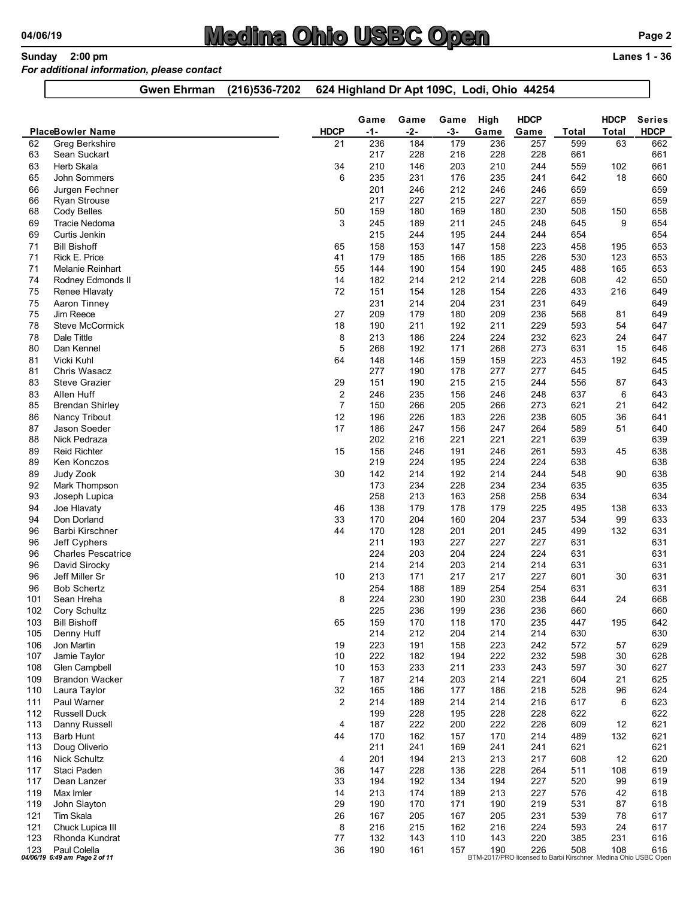# Medina Ohio USBC Open

**Sunday 2:00 pm** **Lanes 1 - 36**

*For additional information, please contact*

**Gwen Ehrman (216)536-7202 624 Highland Dr Apt 109C, Lodi, Ohio 44254**

| Place | Bowler Name | HDCP | Game -1- | Game -2- | Game -3- | High Game | HDCP Game | Total | HDCP Total | Series HDCP |
|---|---|---|---|---|---|---|---|---|---|---|
| 62 | Greg Berkshire | 21 | 236 | 184 | 179 | 236 | 257 | 599 | 63 | 662 |
| 63 | Sean Suckart | | 217 | 228 | 216 | 228 | 228 | 661 | | 661 |
| 63 | Herb Skala | 34 | 210 | 146 | 203 | 210 | 244 | 559 | 102 | 661 |
| 65 | John Sommers | 6 | 235 | 231 | 176 | 235 | 241 | 642 | 18 | 660 |
| 66 | Jurgen Fechner | | 201 | 246 | 212 | 246 | 246 | 659 | | 659 |
| 66 | Ryan Strouse | | 217 | 227 | 215 | 227 | 227 | 659 | | 659 |
| 68 | Cody Belles | 50 | 159 | 180 | 169 | 180 | 230 | 508 | 150 | 658 |
| 69 | Tracie Nedoma | 3 | 245 | 189 | 211 | 245 | 248 | 645 | 9 | 654 |
| 69 | Curtis Jenkin | | 215 | 244 | 195 | 244 | 244 | 654 | | 654 |
| 71 | Bill Bishoff | 65 | 158 | 153 | 147 | 158 | 223 | 458 | 195 | 653 |
| 71 | Rick E. Price | 41 | 179 | 185 | 166 | 185 | 226 | 530 | 123 | 653 |
| 71 | Melanie Reinhart | 55 | 144 | 190 | 154 | 190 | 245 | 488 | 165 | 653 |
| 74 | Rodney Edmonds II | 14 | 182 | 214 | 212 | 214 | 228 | 608 | 42 | 650 |
| 75 | Renee Hlavaty | 72 | 151 | 154 | 128 | 154 | 226 | 433 | 216 | 649 |
| 75 | Aaron Tinney | | 231 | 214 | 204 | 231 | 231 | 649 | | 649 |
| 75 | Jim Reece | 27 | 209 | 179 | 180 | 209 | 236 | 568 | 81 | 649 |
| 78 | Steve McCormick | 18 | 190 | 211 | 192 | 211 | 229 | 593 | 54 | 647 |
| 78 | Dale Tittle | 8 | 213 | 186 | 224 | 224 | 232 | 623 | 24 | 647 |
| 80 | Dan Kennel | 5 | 268 | 192 | 171 | 268 | 273 | 631 | 15 | 646 |
| 81 | Vicki Kuhl | 64 | 148 | 146 | 159 | 159 | 223 | 453 | 192 | 645 |
| 81 | Chris Wasacz | | 277 | 190 | 178 | 277 | 277 | 645 | | 645 |
| 83 | Steve Grazier | 29 | 151 | 190 | 215 | 215 | 244 | 556 | 87 | 643 |
| 83 | Allen Huff | 2 | 246 | 235 | 156 | 246 | 248 | 637 | 6 | 643 |
| 85 | Brendan Shirley | 7 | 150 | 266 | 205 | 266 | 273 | 621 | 21 | 642 |
| 86 | Nancy Tribout | 12 | 196 | 226 | 183 | 226 | 238 | 605 | 36 | 641 |
| 87 | Jason Soeder | 17 | 186 | 247 | 156 | 247 | 264 | 589 | 51 | 640 |
| 88 | Nick Pedraza | | 202 | 216 | 221 | 221 | 221 | 639 | | 639 |
| 89 | Reid Richter | 15 | 156 | 246 | 191 | 246 | 261 | 593 | 45 | 638 |
| 89 | Ken Konczos | | 219 | 224 | 195 | 224 | 224 | 638 | | 638 |
| 89 | Judy Zook | 30 | 142 | 214 | 192 | 214 | 244 | 548 | 90 | 638 |
| 92 | Mark Thompson | | 173 | 234 | 228 | 234 | 234 | 635 | | 635 |
| 93 | Joseph Lupica | | 258 | 213 | 163 | 258 | 258 | 634 | | 634 |
| 94 | Joe Hlavaty | 46 | 138 | 179 | 178 | 179 | 225 | 495 | 138 | 633 |
| 94 | Don Dorland | 33 | 170 | 204 | 160 | 204 | 237 | 534 | 99 | 633 |
| 96 | Barbi Kirschner | 44 | 170 | 128 | 201 | 201 | 245 | 499 | 132 | 631 |
| 96 | Jeff Cyphers | | 211 | 193 | 227 | 227 | 227 | 631 | | 631 |
| 96 | Charles Pescatrice | | 224 | 203 | 204 | 224 | 224 | 631 | | 631 |
| 96 | David Sirocky | | 214 | 214 | 203 | 214 | 214 | 631 | | 631 |
| 96 | Jeff Miller Sr | 10 | 213 | 171 | 217 | 217 | 227 | 601 | 30 | 631 |
| 96 | Bob Schertz | | 254 | 188 | 189 | 254 | 254 | 631 | | 631 |
| 101 | Sean Hreha | 8 | 224 | 230 | 190 | 230 | 238 | 644 | 24 | 668 |
| 102 | Cory Schultz | | 225 | 236 | 199 | 236 | 236 | 660 | | 660 |
| 103 | Bill Bishoff | 65 | 159 | 170 | 118 | 170 | 235 | 447 | 195 | 642 |
| 105 | Denny Huff | | 214 | 212 | 204 | 214 | 214 | 630 | | 630 |
| 106 | Jon Martin | 19 | 223 | 191 | 158 | 223 | 242 | 572 | 57 | 629 |
| 107 | Jamie Taylor | 10 | 222 | 182 | 194 | 222 | 232 | 598 | 30 | 628 |
| 108 | Glen Campbell | 10 | 153 | 233 | 211 | 233 | 243 | 597 | 30 | 627 |
| 109 | Brandon Wacker | 7 | 187 | 214 | 203 | 214 | 221 | 604 | 21 | 625 |
| 110 | Laura Taylor | 32 | 165 | 186 | 177 | 186 | 218 | 528 | 96 | 624 |
| 111 | Paul Warner | 2 | 214 | 189 | 214 | 214 | 216 | 617 | 6 | 623 |
| 112 | Russell Duck | | 199 | 228 | 195 | 228 | 228 | 622 | | 622 |
| 113 | Danny Russell | 4 | 187 | 222 | 200 | 222 | 226 | 609 | 12 | 621 |
| 113 | Barb Hunt | 44 | 170 | 162 | 157 | 170 | 214 | 489 | 132 | 621 |
| 113 | Doug Oliverio | | 211 | 241 | 169 | 241 | 241 | 621 | | 621 |
| 116 | Nick Schultz | 4 | 201 | 194 | 213 | 213 | 217 | 608 | 12 | 620 |
| 117 | Staci Paden | 36 | 147 | 228 | 136 | 228 | 264 | 511 | 108 | 619 |
| 117 | Dean Lanzer | 33 | 194 | 192 | 134 | 194 | 227 | 520 | 99 | 619 |
| 119 | Max Imler | 14 | 213 | 174 | 189 | 213 | 227 | 576 | 42 | 618 |
| 119 | John Slayton | 29 | 190 | 170 | 171 | 190 | 219 | 531 | 87 | 618 |
| 121 | Tim Skala | 26 | 167 | 205 | 167 | 205 | 231 | 539 | 78 | 617 |
| 121 | Chuck Lupica III | 8 | 216 | 215 | 162 | 216 | 224 | 593 | 24 | 617 |
| 123 | Rhonda Kundrat | 77 | 132 | 143 | 110 | 143 | 220 | 385 | 231 | 616 |
| 123 | Paul Colella | 36 | 190 | 161 | 157 | 190 | 226 | 508 | 108 | 616 |

BTM-2017/PRO licensed to Barbi Kirschner Medina Ohio USBC Open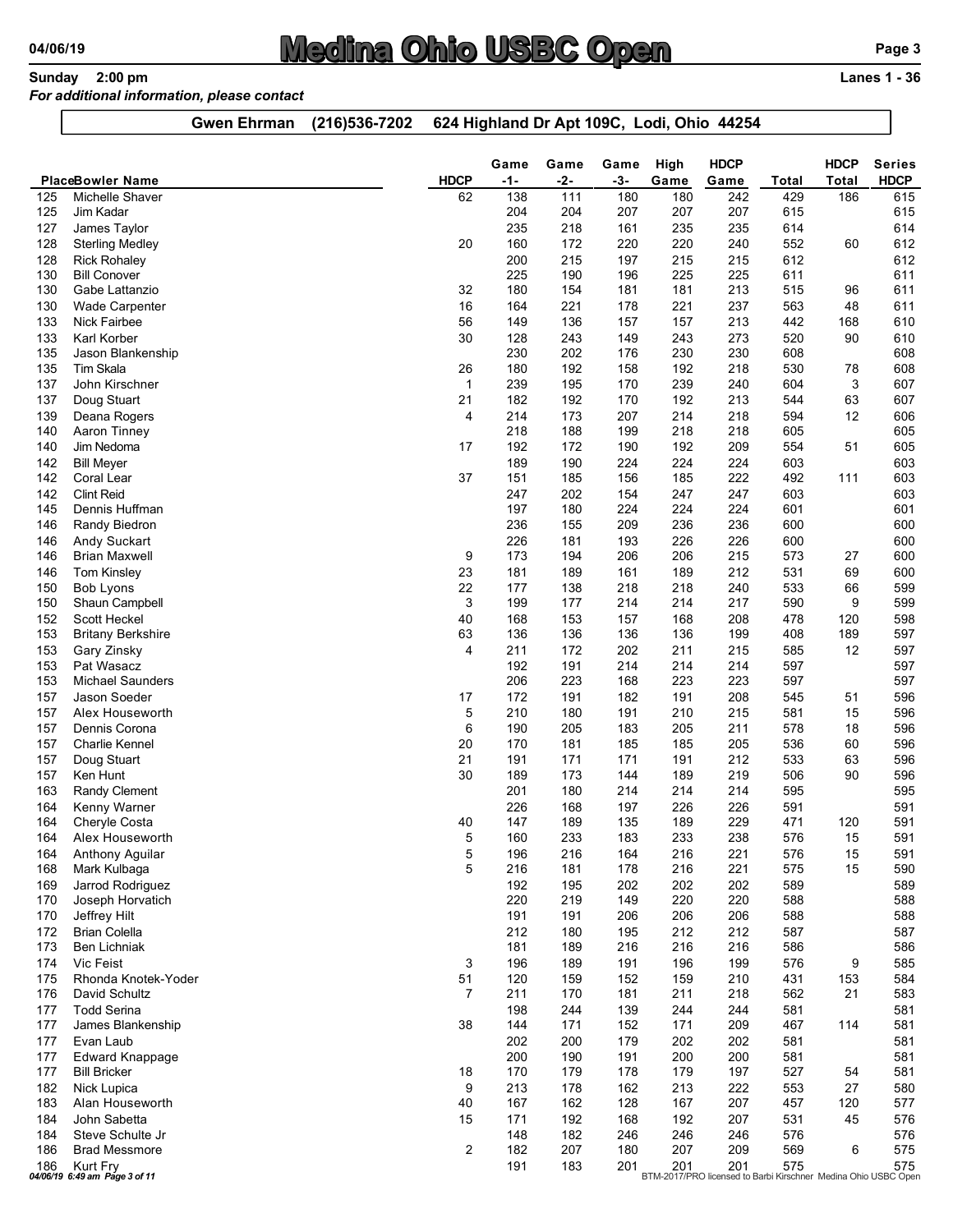# Medina Ohio USBC Open

**Sunday 2:00 pm** **Lanes 1 - 36**

*For additional information, please contact*

**Gwen Ehrman (216)536-7202 624 Highland Dr Apt 109C, Lodi, Ohio 44254**

| Place | Bowler Name | HDCP | Game -1- | Game -2- | Game -3- | High Game | HDCP Game | Total | HDCP Total | Series HDCP |
|---|---|---|---|---|---|---|---|---|---|---|
| 125 | Michelle Shaver | 62 | 138 | 111 | 180 | 180 | 242 | 429 | 186 | 615 |
| 125 | Jim Kadar | | 204 | 204 | 207 | 207 | 207 | 615 | | 615 |
| 127 | James Taylor | | 235 | 218 | 161 | 235 | 235 | 614 | | 614 |
| 128 | Sterling Medley | 20 | 160 | 172 | 220 | 220 | 240 | 552 | 60 | 612 |
| 128 | Rick Rohaley | | 200 | 215 | 197 | 215 | 215 | 612 | | 612 |
| 130 | Bill Conover | | 225 | 190 | 196 | 225 | 225 | 611 | | 611 |
| 130 | Gabe Lattanzio | 32 | 180 | 154 | 181 | 181 | 213 | 515 | 96 | 611 |
| 130 | Wade Carpenter | 16 | 164 | 221 | 178 | 221 | 237 | 563 | 48 | 611 |
| 133 | Nick Fairbee | 56 | 149 | 136 | 157 | 157 | 213 | 442 | 168 | 610 |
| 133 | Karl Korber | 30 | 128 | 243 | 149 | 243 | 273 | 520 | 90 | 610 |
| 135 | Jason Blankenship | | 230 | 202 | 176 | 230 | 230 | 608 | | 608 |
| 135 | Tim Skala | 26 | 180 | 192 | 158 | 192 | 218 | 530 | 78 | 608 |
| 137 | John Kirschner | 1 | 239 | 195 | 170 | 239 | 240 | 604 | 3 | 607 |
| 137 | Doug Stuart | 21 | 182 | 192 | 170 | 192 | 213 | 544 | 63 | 607 |
| 139 | Deana Rogers | 4 | 214 | 173 | 207 | 214 | 218 | 594 | 12 | 606 |
| 140 | Aaron Tinney | | 218 | 188 | 199 | 218 | 218 | 605 | | 605 |
| 140 | Jim Nedoma | 17 | 192 | 172 | 190 | 192 | 209 | 554 | 51 | 605 |
| 142 | Bill Meyer | | 189 | 190 | 224 | 224 | 224 | 603 | | 603 |
| 142 | Coral Lear | 37 | 151 | 185 | 156 | 185 | 222 | 492 | 111 | 603 |
| 142 | Clint Reid | | 247 | 202 | 154 | 247 | 247 | 603 | | 603 |
| 145 | Dennis Huffman | | 197 | 180 | 224 | 224 | 224 | 601 | | 601 |
| 146 | Randy Biedron | | 236 | 155 | 209 | 236 | 236 | 600 | | 600 |
| 146 | Andy Suckart | | 226 | 181 | 193 | 226 | 226 | 600 | | 600 |
| 146 | Brian Maxwell | 9 | 173 | 194 | 206 | 206 | 215 | 573 | 27 | 600 |
| 146 | Tom Kinsley | 23 | 181 | 189 | 161 | 189 | 212 | 531 | 69 | 600 |
| 150 | Bob Lyons | 22 | 177 | 138 | 218 | 218 | 240 | 533 | 66 | 599 |
| 150 | Shaun Campbell | 3 | 199 | 177 | 214 | 214 | 217 | 590 | 9 | 599 |
| 152 | Scott Heckel | 40 | 168 | 153 | 157 | 168 | 208 | 478 | 120 | 598 |
| 153 | Britany Berkshire | 63 | 136 | 136 | 136 | 136 | 199 | 408 | 189 | 597 |
| 153 | Gary Zinsky | 4 | 211 | 172 | 202 | 211 | 215 | 585 | 12 | 597 |
| 153 | Pat Wasacz | | 192 | 191 | 214 | 214 | 214 | 597 | | 597 |
| 153 | Michael Saunders | | 206 | 223 | 168 | 223 | 223 | 597 | | 597 |
| 157 | Jason Soeder | 17 | 172 | 191 | 182 | 191 | 208 | 545 | 51 | 596 |
| 157 | Alex Houseworth | 5 | 210 | 180 | 191 | 210 | 215 | 581 | 15 | 596 |
| 157 | Dennis Corona | 6 | 190 | 205 | 183 | 205 | 211 | 578 | 18 | 596 |
| 157 | Charlie Kennel | 20 | 170 | 181 | 185 | 185 | 205 | 536 | 60 | 596 |
| 157 | Doug Stuart | 21 | 191 | 171 | 171 | 191 | 212 | 533 | 63 | 596 |
| 157 | Ken Hunt | 30 | 189 | 173 | 144 | 189 | 219 | 506 | 90 | 596 |
| 163 | Randy Clement | | 201 | 180 | 214 | 214 | 214 | 595 | | 595 |
| 164 | Kenny Warner | | 226 | 168 | 197 | 226 | 226 | 591 | | 591 |
| 164 | Cheryle Costa | 40 | 147 | 189 | 135 | 189 | 229 | 471 | 120 | 591 |
| 164 | Alex Houseworth | 5 | 160 | 233 | 183 | 233 | 238 | 576 | 15 | 591 |
| 164 | Anthony Aguilar | 5 | 196 | 216 | 164 | 216 | 221 | 576 | 15 | 591 |
| 168 | Mark Kulbaga | 5 | 216 | 181 | 178 | 216 | 221 | 575 | 15 | 590 |
| 169 | Jarrod Rodriguez | | 192 | 195 | 202 | 202 | 202 | 589 | | 589 |
| 170 | Joseph Horvatich | | 220 | 219 | 149 | 220 | 220 | 588 | | 588 |
| 170 | Jeffrey Hilt | | 191 | 191 | 206 | 206 | 206 | 588 | | 588 |
| 172 | Brian Colella | | 212 | 180 | 195 | 212 | 212 | 587 | | 587 |
| 173 | Ben Lichniak | | 181 | 189 | 216 | 216 | 216 | 586 | | 586 |
| 174 | Vic Feist | 3 | 196 | 189 | 191 | 196 | 199 | 576 | 9 | 585 |
| 175 | Rhonda Knotek-Yoder | 51 | 120 | 159 | 152 | 159 | 210 | 431 | 153 | 584 |
| 176 | David Schultz | 7 | 211 | 170 | 181 | 211 | 218 | 562 | 21 | 583 |
| 177 | Todd Serina | | 198 | 244 | 139 | 244 | 244 | 581 | | 581 |
| 177 | James Blankenship | 38 | 144 | 171 | 152 | 171 | 209 | 467 | 114 | 581 |
| 177 | Evan Laub | | 202 | 200 | 179 | 202 | 202 | 581 | | 581 |
| 177 | Edward Knappage | | 200 | 190 | 191 | 200 | 200 | 581 | | 581 |
| 177 | Bill Bricker | 18 | 170 | 179 | 178 | 179 | 197 | 527 | 54 | 581 |
| 182 | Nick Lupica | 9 | 213 | 178 | 162 | 213 | 222 | 553 | 27 | 580 |
| 183 | Alan Houseworth | 40 | 167 | 162 | 128 | 167 | 207 | 457 | 120 | 577 |
| 184 | John Sabetta | 15 | 171 | 192 | 168 | 192 | 207 | 531 | 45 | 576 |
| 184 | Steve Schulte Jr | | 148 | 182 | 246 | 246 | 246 | 576 | | 576 |
| 186 | Brad Messmore | 2 | 182 | 207 | 180 | 207 | 209 | 569 | 6 | 575 |
| 186 | Kurt Fry | | 191 | 183 | 201 | 201 | 201 | 575 | | 575 |

BTM-2017/PRO licensed to Barbi Kirschner Medina Ohio USBC Open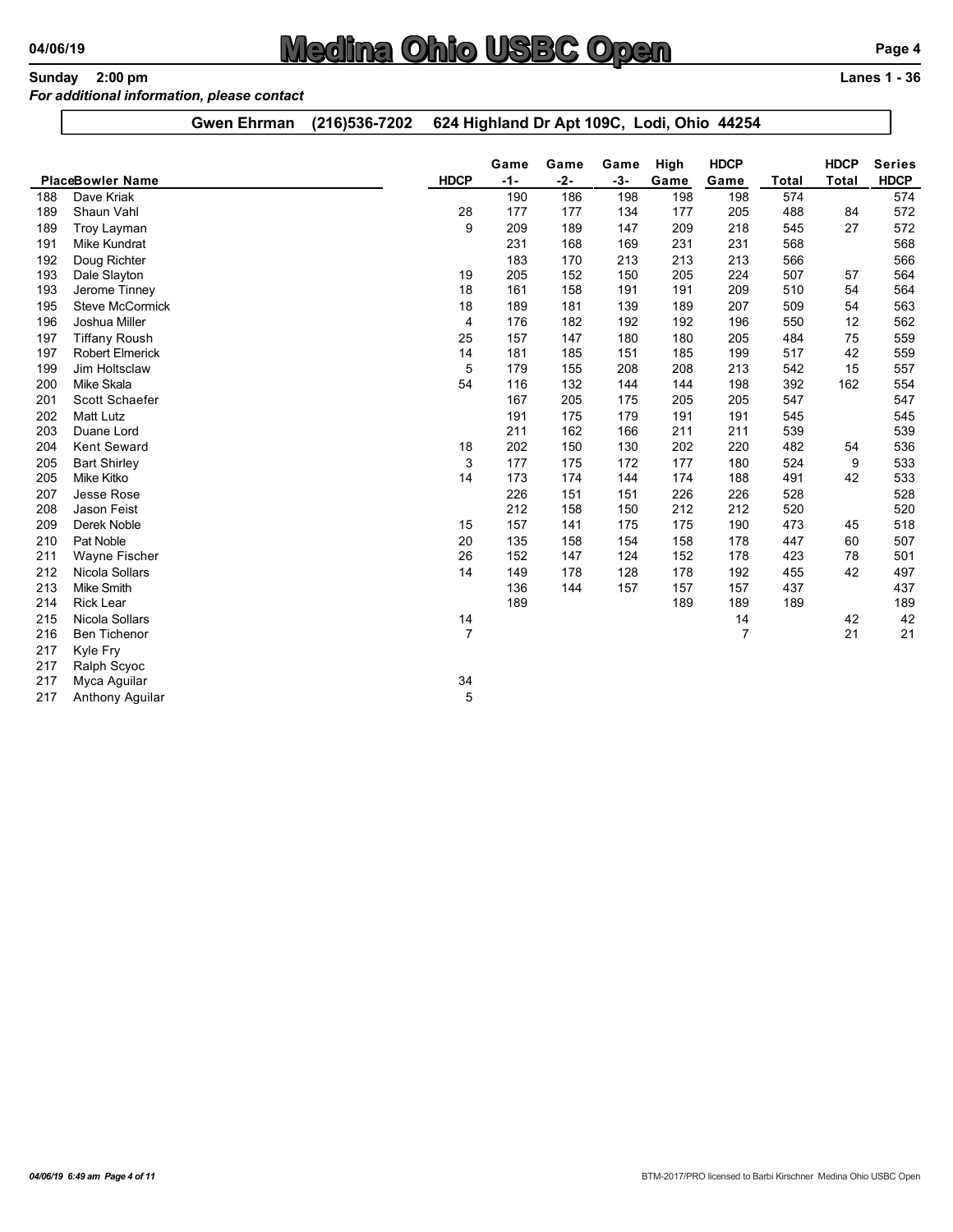# Medina Ohio USBC Open

**Sunday 2:00 pm** **Lanes 1 - 36**

*For additional information, please contact*

**Gwen Ehrman (216)536-7202 624 Highland Dr Apt 109C, Lodi, Ohio 44254**

| Place | Bowler Name | HDCP | Game -1- | Game -2- | Game -3- | High Game | HDCP Game | Total | HDCP Total | Series HDCP |
|---|---|---|---|---|---|---|---|---|---|---|
| 188 | Dave Kriak | | 190 | 186 | 198 | 198 | 198 | 574 | | 574 |
| 189 | Shaun Vahl | 28 | 177 | 177 | 134 | 177 | 205 | 488 | 84 | 572 |
| 189 | Troy Layman | 9 | 209 | 189 | 147 | 209 | 218 | 545 | 27 | 572 |
| 191 | Mike Kundrat | | 231 | 168 | 169 | 231 | 231 | 568 | | 568 |
| 192 | Doug Richter | | 183 | 170 | 213 | 213 | 213 | 566 | | 566 |
| 193 | Dale Slayton | 19 | 205 | 152 | 150 | 205 | 224 | 507 | 57 | 564 |
| 193 | Jerome Tinney | 18 | 161 | 158 | 191 | 191 | 209 | 510 | 54 | 564 |
| 195 | Steve McCormick | 18 | 189 | 181 | 139 | 189 | 207 | 509 | 54 | 563 |
| 196 | Joshua Miller | 4 | 176 | 182 | 192 | 192 | 196 | 550 | 12 | 562 |
| 197 | Tiffany Roush | 25 | 157 | 147 | 180 | 180 | 205 | 484 | 75 | 559 |
| 197 | Robert Elmerick | 14 | 181 | 185 | 151 | 185 | 199 | 517 | 42 | 559 |
| 199 | Jim Holtsclaw | 5 | 179 | 155 | 208 | 208 | 213 | 542 | 15 | 557 |
| 200 | Mike Skala | 54 | 116 | 132 | 144 | 144 | 198 | 392 | 162 | 554 |
| 201 | Scott Schaefer | | 167 | 205 | 175 | 205 | 205 | 547 | | 547 |
| 202 | Matt Lutz | | 191 | 175 | 179 | 191 | 191 | 545 | | 545 |
| 203 | Duane Lord | | 211 | 162 | 166 | 211 | 211 | 539 | | 539 |
| 204 | Kent Seward | 18 | 202 | 150 | 130 | 202 | 220 | 482 | 54 | 536 |
| 205 | Bart Shirley | 3 | 177 | 175 | 172 | 177 | 180 | 524 | 9 | 533 |
| 205 | Mike Kitko | 14 | 173 | 174 | 144 | 174 | 188 | 491 | 42 | 533 |
| 207 | Jesse Rose | | 226 | 151 | 151 | 226 | 226 | 528 | | 528 |
| 208 | Jason Feist | | 212 | 158 | 150 | 212 | 212 | 520 | | 520 |
| 209 | Derek Noble | 15 | 157 | 141 | 175 | 175 | 190 | 473 | 45 | 518 |
| 210 | Pat Noble | 20 | 135 | 158 | 154 | 158 | 178 | 447 | 60 | 507 |
| 211 | Wayne Fischer | 26 | 152 | 147 | 124 | 152 | 178 | 423 | 78 | 501 |
| 212 | Nicola Sollars | 14 | 149 | 178 | 128 | 178 | 192 | 455 | 42 | 497 |
| 213 | Mike Smith | | 136 | 144 | 157 | 157 | 157 | 437 | | 437 |
| 214 | Rick Lear | | 189 | | | 189 | 189 | 189 | | 189 |
| 215 | Nicola Sollars | 14 | | | | | 14 | | 42 | 42 |
| 216 | Ben Tichenor | 7 | | | | | 7 | | 21 | 21 |
| 217 | Kyle Fry | | | | | | | | | |
| 217 | Ralph Scyoc | | | | | | | | | |
| 217 | Myca Aguilar | 34 | | | | | | | | |
| 217 | Anthony Aguilar | 5 | | | | | | | | |

BTM-2017/PRO licensed to Barbi Kirschner Medina Ohio USBC Open